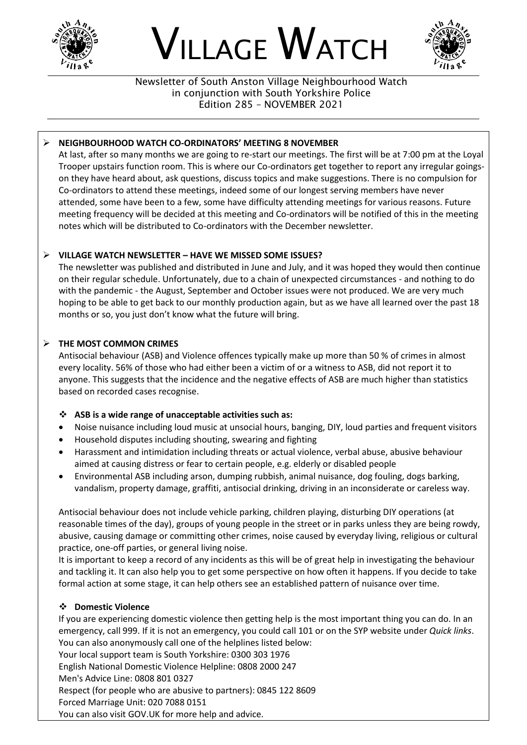# VILLAGE WATCH

Newsletter of South Anston Village Neighbourhood Watch
in conjunction with South Yorkshire Police
Edition 285 – NOVEMBER 2021

- **NEIGHBOURHOOD WATCH CO-ORDINATORS' MEETING 8 NOVEMBER**

At last, after so many months we are going to re-start our meetings. The first will be at 7:00 pm at the Loyal Trooper upstairs function room. This is where our Co-ordinators get together to report any irregular goings-on they have heard about, ask questions, discuss topics and make suggestions. There is no compulsion for Co-ordinators to attend these meetings, indeed some of our longest serving members have never attended, some have been to a few, some have difficulty attending meetings for various reasons. Future meeting frequency will be decided at this meeting and Co-ordinators will be notified of this in the meeting notes which will be distributed to Co-ordinators with the December newsletter.

- **VILLAGE WATCH NEWSLETTER – HAVE WE MISSED SOME ISSUES?**

The newsletter was published and distributed in June and July, and it was hoped they would then continue on their regular schedule. Unfortunately, due to a chain of unexpected circumstances - and nothing to do with the pandemic - the August, September and October issues were not produced. We are very much hoping to be able to get back to our monthly production again, but as we have all learned over the past 18 months or so, you just don't know what the future will bring.

- **THE MOST COMMON CRIMES**

Antisocial behaviour (ASB) and Violence offences typically make up more than 50 % of crimes in almost every locality. 56% of those who had either been a victim of or a witness to ASB, did not report it to anyone. This suggests that the incidence and the negative effects of ASB are much higher than statistics based on recorded cases recognise.

**ASB is a wide range of unacceptable activities such as:**

- Noise nuisance including loud music at unsocial hours, banging, DIY, loud parties and frequent visitors
- Household disputes including shouting, swearing and fighting
- Harassment and intimidation including threats or actual violence, verbal abuse, abusive behaviour aimed at causing distress or fear to certain people, e.g. elderly or disabled people
- Environmental ASB including arson, dumping rubbish, animal nuisance, dog fouling, dogs barking, vandalism, property damage, graffiti, antisocial drinking, driving in an inconsiderate or careless way.

Antisocial behaviour does not include vehicle parking, children playing, disturbing DIY operations (at reasonable times of the day), groups of young people in the street or in parks unless they are being rowdy, abusive, causing damage or committing other crimes, noise caused by everyday living, religious or cultural practice, one-off parties, or general living noise.

It is important to keep a record of any incidents as this will be of great help in investigating the behaviour and tackling it. It can also help you to get some perspective on how often it happens. If you decide to take formal action at some stage, it can help others see an established pattern of nuisance over time.

**Domestic Violence**

If you are experiencing domestic violence then getting help is the most important thing you can do. In an emergency, call 999. If it is not an emergency, you could call 101 or on the SYP website under *Quick links*. You can also anonymously call one of the helplines listed below:
Your local support team is South Yorkshire: 0300 303 1976
English National Domestic Violence Helpline: 0808 2000 247
Men's Advice Line: 0808 801 0327
Respect (for people who are abusive to partners): 0845 122 8609
Forced Marriage Unit: 020 7088 0151
You can also visit GOV.UK for more help and advice.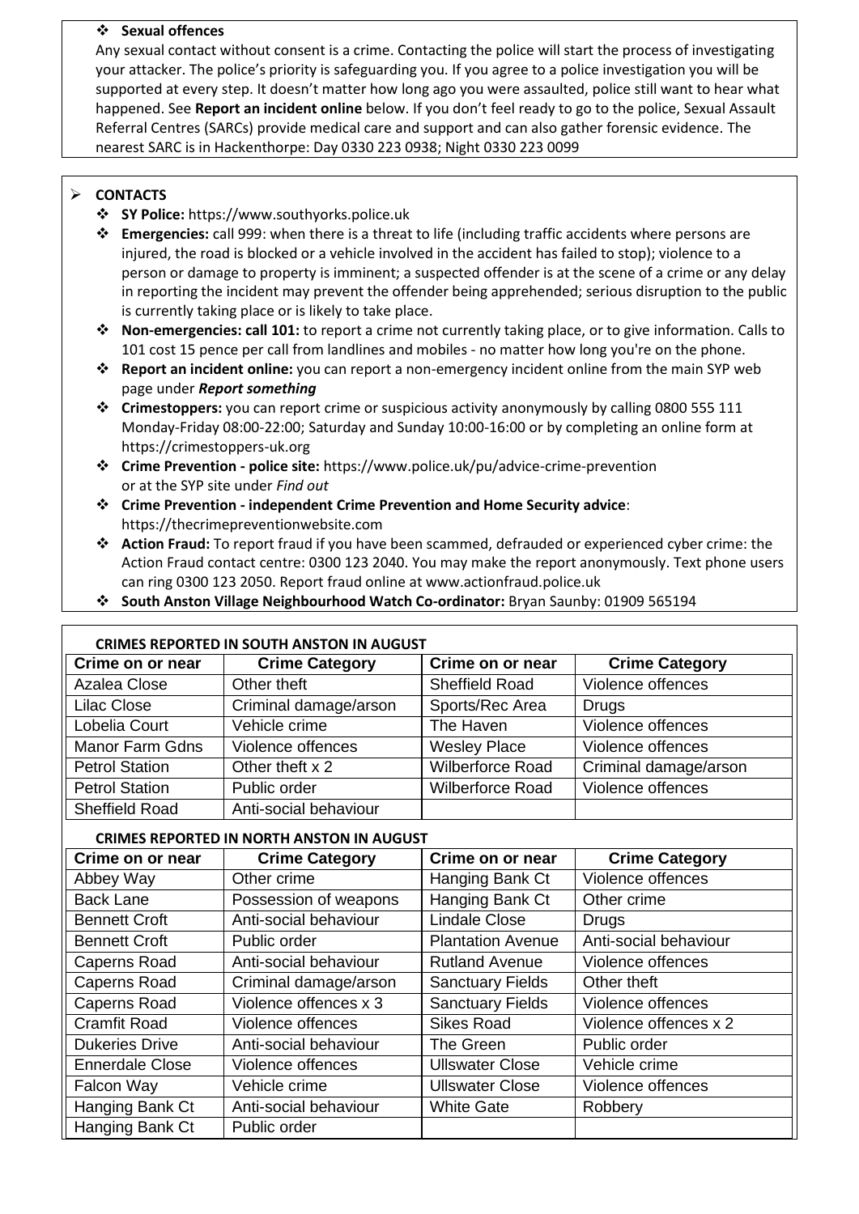- **Sexual offences**

Any sexual contact without consent is a crime. Contacting the police will start the process of investigating your attacker. The police's priority is safeguarding you. If you agree to a police investigation you will be supported at every step. It doesn't matter how long ago you were assaulted, police still want to hear what happened. See **Report an incident online** below. If you don't feel ready to go to the police, Sexual Assault Referral Centres (SARCs) provide medical care and support and can also gather forensic evidence. The nearest SARC is in Hackenthorpe: Day 0330 223 0938; Night 0330 223 0099

## CONTACTS

- **SY Police:** https://www.southyorks.police.uk
- **Emergencies:** call 999: when there is a threat to life (including traffic accidents where persons are injured, the road is blocked or a vehicle involved in the accident has failed to stop); violence to a person or damage to property is imminent; a suspected offender is at the scene of a crime or any delay in reporting the incident may prevent the offender being apprehended; serious disruption to the public is currently taking place or is likely to take place.
- **Non-emergencies: call 101:** to report a crime not currently taking place, or to give information. Calls to 101 cost 15 pence per call from landlines and mobiles - no matter how long you're on the phone.
- **Report an incident online:** you can report a non-emergency incident online from the main SYP web page under ***Report something***
- **Crimestoppers:** you can report crime or suspicious activity anonymously by calling 0800 555 111 Monday-Friday 08:00-22:00; Saturday and Sunday 10:00-16:00 or by completing an online form at https://crimestoppers-uk.org
- **Crime Prevention - police site:** https://www.police.uk/pu/advice-crime-prevention or at the SYP site under *Find out*
- **Crime Prevention - independent Crime Prevention and Home Security advice**: https://thecrimepreventionwebsite.com
- **Action Fraud:** To report fraud if you have been scammed, defrauded or experienced cyber crime: the Action Fraud contact centre: 0300 123 2040. You may make the report anonymously. Text phone users can ring 0300 123 2050. Report fraud online at www.actionfraud.police.uk
- **South Anston Village Neighbourhood Watch Co-ordinator:** Bryan Saunby: 01909 565194

### CRIMES REPORTED IN SOUTH ANSTON IN AUGUST

| Crime on or near | Crime Category | Crime on or near | Crime Category |
|---|---|---|---|
| Azalea Close | Other theft | Sheffield Road | Violence offences |
| Lilac Close | Criminal damage/arson | Sports/Rec Area | Drugs |
| Lobelia Court | Vehicle crime | The Haven | Violence offences |
| Manor Farm Gdns | Violence offences | Wesley Place | Violence offences |
| Petrol Station | Other theft x 2 | Wilberforce Road | Criminal damage/arson |
| Petrol Station | Public order | Wilberforce Road | Violence offences |
| Sheffield Road | Anti-social behaviour | | |

### CRIMES REPORTED IN NORTH ANSTON IN AUGUST

| Crime on or near | Crime Category | Crime on or near | Crime Category |
|---|---|---|---|
| Abbey Way | Other crime | Hanging Bank Ct | Violence offences |
| Back Lane | Possession of weapons | Hanging Bank Ct | Other crime |
| Bennett Croft | Anti-social behaviour | Lindale Close | Drugs |
| Bennett Croft | Public order | Plantation Avenue | Anti-social behaviour |
| Caperns Road | Anti-social behaviour | Rutland Avenue | Violence offences |
| Caperns Road | Criminal damage/arson | Sanctuary Fields | Other theft |
| Caperns Road | Violence offences x 3 | Sanctuary Fields | Violence offences |
| Cramfit Road | Violence offences | Sikes Road | Violence offences x 2 |
| Dukeries Drive | Anti-social behaviour | The Green | Public order |
| Ennerdale Close | Violence offences | Ullswater Close | Vehicle crime |
| Falcon Way | Vehicle crime | Ullswater Close | Violence offences |
| Hanging Bank Ct | Anti-social behaviour | White Gate | Robbery |
| Hanging Bank Ct | Public order | | |